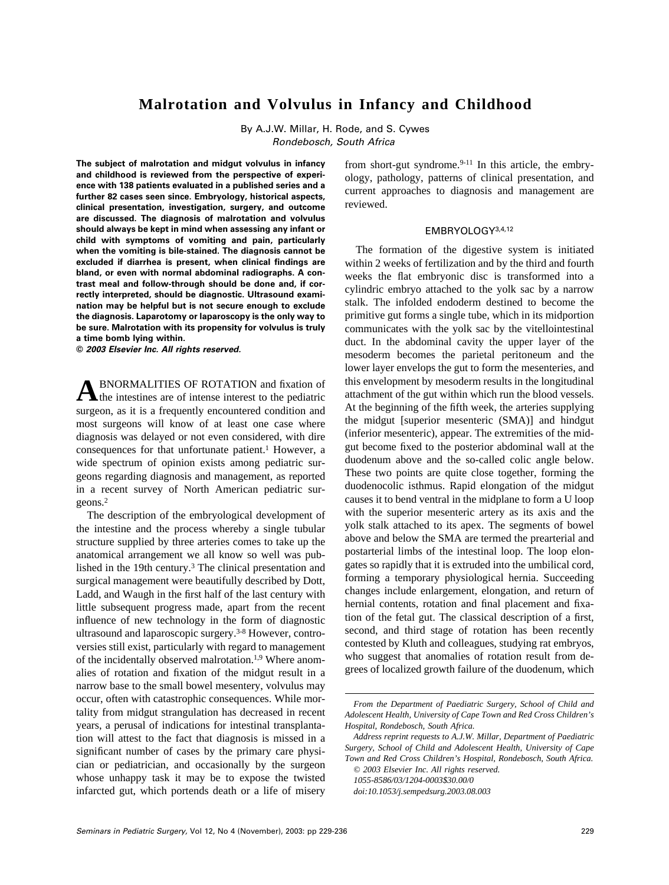# Malrotation and Volvulus in Infancy and Childhood

By A.J.W. Millar, H. Rode, and S. Cywes

*Rondebosch, South Africa*

**The subject of malrotation and midgut volvulus in infancy and childhood is reviewed from the perspective of experience with 138 patients evaluated in a published series and a further 82 cases seen since. Embryology, historical aspects, clinical presentation, investigation, surgery, and outcome are discussed. The diagnosis of malrotation and volvulus should always be kept in mind when assessing any infant or child with symptoms of vomiting and pain, particularly when the vomiting is bile-stained. The diagnosis cannot be excluded if diarrhea is present, when clinical findings are bland, or even with normal abdominal radiographs. A contrast meal and follow-through should be done and, if correctly interpreted, should be diagnostic. Ultrasound examination may be helpful but is not secure enough to exclude the diagnosis. Laparotomy or laparoscopy is the only way to be sure. Malrotation with its propensity for volvulus is truly a time bomb lying within.**

***© 2003 Elsevier Inc. All rights reserved.***

ABNORMALITIES OF ROTATION and fixation of the intestines are of intense interest to the pediatric surgeon, as it is a frequently encountered condition and most surgeons will know of at least one case where diagnosis was delayed or not even considered, with dire consequences for that unfortunate patient.[1] However, a wide spectrum of opinion exists among pediatric surgeons regarding diagnosis and management, as reported in a recent survey of North American pediatric surgeons.[2]

The description of the embryological development of the intestine and the process whereby a single tubular structure supplied by three arteries comes to take up the anatomical arrangement we all know so well was published in the 19th century.[3] The clinical presentation and surgical management were beautifully described by Dott, Ladd, and Waugh in the first half of the last century with little subsequent progress made, apart from the recent influence of new technology in the form of diagnostic ultrasound and laparoscopic surgery.[3-8] However, controversies still exist, particularly with regard to management of the incidentally observed malrotation.[1,9] Where anomalies of rotation and fixation of the midgut result in a narrow base to the small bowel mesentery, volvulus may occur, often with catastrophic consequences. While mortality from midgut strangulation has decreased in recent years, a perusal of indications for intestinal transplantation will attest to the fact that diagnosis is missed in a significant number of cases by the primary care physician or pediatrician, and occasionally by the surgeon whose unhappy task it may be to expose the twisted infarcted gut, which portends death or a life of misery from short-gut syndrome.[9-11] In this article, the embryology, pathology, patterns of clinical presentation, and current approaches to diagnosis and management are reviewed.

## EMBRYOLOGY[3,4,12]

The formation of the digestive system is initiated within 2 weeks of fertilization and by the third and fourth weeks the flat embryonic disc is transformed into a cylindric embryo attached to the yolk sac by a narrow stalk. The infolded endoderm destined to become the primitive gut forms a single tube, which in its midportion communicates with the yolk sac by the vitellointestinal duct. In the abdominal cavity the upper layer of the mesoderm becomes the parietal peritoneum and the lower layer envelops the gut to form the mesenteries, and this envelopment by mesoderm results in the longitudinal attachment of the gut within which run the blood vessels. At the beginning of the fifth week, the arteries supplying the midgut [superior mesenteric (SMA)] and hindgut (inferior mesenteric), appear. The extremities of the midgut become fixed to the posterior abdominal wall at the duodenum above and the so-called colic angle below. These two points are quite close together, forming the duodenocolic isthmus. Rapid elongation of the midgut causes it to bend ventral in the midplane to form a U loop with the superior mesenteric artery as its axis and the yolk stalk attached to its apex. The segments of bowel above and below the SMA are termed the prearterial and postarterial limbs of the intestinal loop. The loop elongates so rapidly that it is extruded into the umbilical cord, forming a temporary physiological hernia. Succeeding changes include enlargement, elongation, and return of hernial contents, rotation and final placement and fixation of the fetal gut. The classical description of a first, second, and third stage of rotation has been recently contested by Kluth and colleagues, studying rat embryos, who suggest that anomalies of rotation result from degrees of localized growth failure of the duodenum, which

*From the Department of Paediatric Surgery, School of Child and Adolescent Health, University of Cape Town and Red Cross Children's Hospital, Rondebosch, South Africa.*

*Address reprint requests to A.J.W. Millar, Department of Paediatric Surgery, School of Child and Adolescent Health, University of Cape Town and Red Cross Children's Hospital, Rondebosch, South Africa.*

*© 2003 Elsevier Inc. All rights reserved.*

*1055-8586/03/1204-0003$30.00/0*

*doi:10.1053/j.sempedsurg.2003.08.003*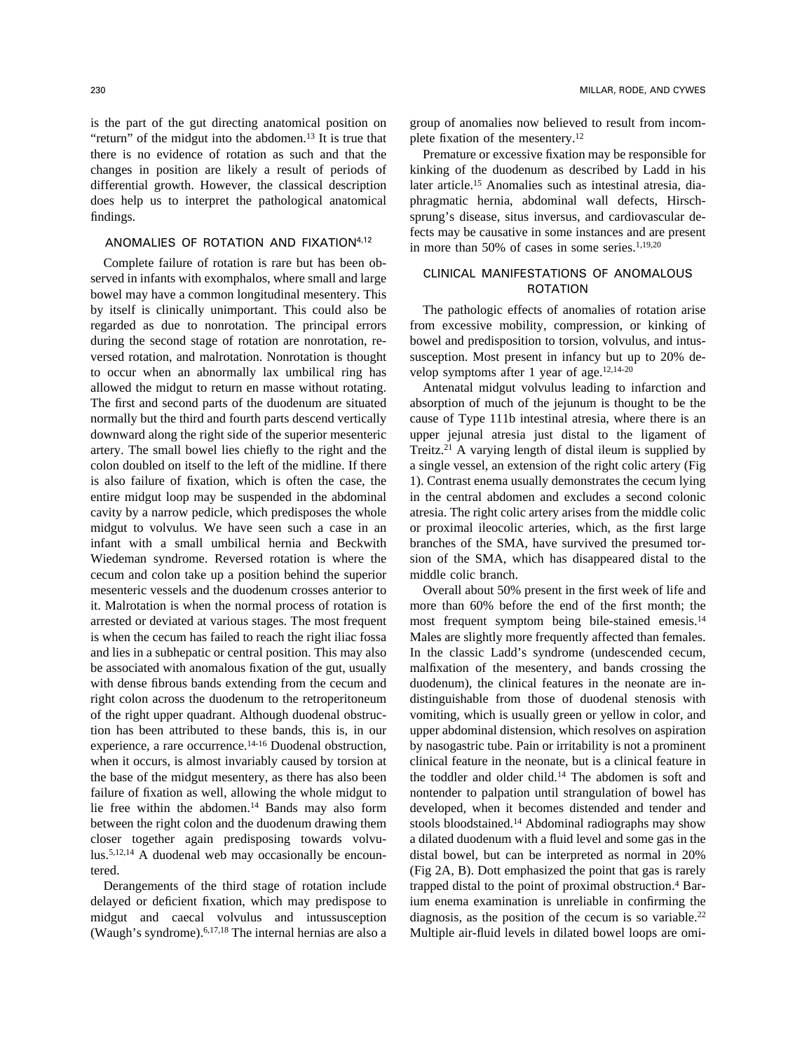is the part of the gut directing anatomical position on "return" of the midgut into the abdomen.[13] It is true that there is no evidence of rotation as such and that the changes in position are likely a result of periods of differential growth. However, the classical description does help us to interpret the pathological anatomical findings.

## ANOMALIES OF ROTATION AND FIXATION[4,12]

Complete failure of rotation is rare but has been observed in infants with exomphalos, where small and large bowel may have a common longitudinal mesentery. This by itself is clinically unimportant. This could also be regarded as due to nonrotation. The principal errors during the second stage of rotation are nonrotation, reversed rotation, and malrotation. Nonrotation is thought to occur when an abnormally lax umbilical ring has allowed the midgut to return en masse without rotating. The first and second parts of the duodenum are situated normally but the third and fourth parts descend vertically downward along the right side of the superior mesenteric artery. The small bowel lies chiefly to the right and the colon doubled on itself to the left of the midline. If there is also failure of fixation, which is often the case, the entire midgut loop may be suspended in the abdominal cavity by a narrow pedicle, which predisposes the whole midgut to volvulus. We have seen such a case in an infant with a small umbilical hernia and Beckwith Wiedeman syndrome. Reversed rotation is where the cecum and colon take up a position behind the superior mesenteric vessels and the duodenum crosses anterior to it. Malrotation is when the normal process of rotation is arrested or deviated at various stages. The most frequent is when the cecum has failed to reach the right iliac fossa and lies in a subhepatic or central position. This may also be associated with anomalous fixation of the gut, usually with dense fibrous bands extending from the cecum and right colon across the duodenum to the retroperitoneum of the right upper quadrant. Although duodenal obstruction has been attributed to these bands, this is, in our experience, a rare occurrence.[14-16] Duodenal obstruction, when it occurs, is almost invariably caused by torsion at the base of the midgut mesentery, as there has also been failure of fixation as well, allowing the whole midgut to lie free within the abdomen.[14] Bands may also form between the right colon and the duodenum drawing them closer together again predisposing towards volvulus.[5,12,14] A duodenal web may occasionally be encountered.

Derangements of the third stage of rotation include delayed or deficient fixation, which may predispose to midgut and caecal volvulus and intussusception (Waugh's syndrome).[6,17,18] The internal hernias are also a group of anomalies now believed to result from incomplete fixation of the mesentery.[12]

Premature or excessive fixation may be responsible for kinking of the duodenum as described by Ladd in his later article.[15] Anomalies such as intestinal atresia, diaphragmatic hernia, abdominal wall defects, Hirschsprung's disease, situs inversus, and cardiovascular defects may be causative in some instances and are present in more than 50% of cases in some series.[1,19,20]

## CLINICAL MANIFESTATIONS OF ANOMALOUS ROTATION

The pathologic effects of anomalies of rotation arise from excessive mobility, compression, or kinking of bowel and predisposition to torsion, volvulus, and intussusception. Most present in infancy but up to 20% develop symptoms after 1 year of age.[12,14-20]

Antenatal midgut volvulus leading to infarction and absorption of much of the jejunum is thought to be the cause of Type 111b intestinal atresia, where there is an upper jejunal atresia just distal to the ligament of Treitz.[21] A varying length of distal ileum is supplied by a single vessel, an extension of the right colic artery (Fig 1). Contrast enema usually demonstrates the cecum lying in the central abdomen and excludes a second colonic atresia. The right colic artery arises from the middle colic or proximal ileocolic arteries, which, as the first large branches of the SMA, have survived the presumed torsion of the SMA, which has disappeared distal to the middle colic branch.

Overall about 50% present in the first week of life and more than 60% before the end of the first month; the most frequent symptom being bile-stained emesis.[14] Males are slightly more frequently affected than females. In the classic Ladd's syndrome (undescended cecum, malfixation of the mesentery, and bands crossing the duodenum), the clinical features in the neonate are indistinguishable from those of duodenal stenosis with vomiting, which is usually green or yellow in color, and upper abdominal distension, which resolves on aspiration by nasogastric tube. Pain or irritability is not a prominent clinical feature in the neonate, but is a clinical feature in the toddler and older child.[14] The abdomen is soft and nontender to palpation until strangulation of bowel has developed, when it becomes distended and tender and stools bloodstained.[14] Abdominal radiographs may show a dilated duodenum with a fluid level and some gas in the distal bowel, but can be interpreted as normal in 20% (Fig 2A, B). Dott emphasized the point that gas is rarely trapped distal to the point of proximal obstruction.[4] Barium enema examination is unreliable in confirming the diagnosis, as the position of the cecum is so variable.[22] Multiple air-fluid levels in dilated bowel loops are omi-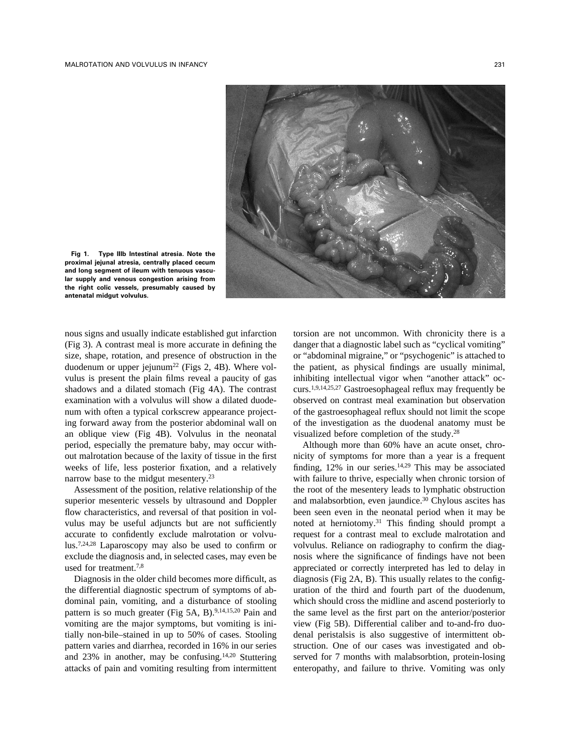**Fig 1. Type IIIb Intestinal atresia. Note the proximal jejunal atresia, centrally placed cecum and long segment of ileum with tenuous vascular supply and venous congestion arising from the right colic vessels, presumably caused by antenatal midgut volvulus.**

nous signs and usually indicate established gut infarction (Fig 3). A contrast meal is more accurate in defining the size, shape, rotation, and presence of obstruction in the duodenum or upper jejunum[22] (Figs 2, 4B). Where volvulus is present the plain films reveal a paucity of gas shadows and a dilated stomach (Fig 4A). The contrast examination with a volvulus will show a dilated duodenum with often a typical corkscrew appearance projecting forward away from the posterior abdominal wall on an oblique view (Fig 4B). Volvulus in the neonatal period, especially the premature baby, may occur without malrotation because of the laxity of tissue in the first weeks of life, less posterior fixation, and a relatively narrow base to the midgut mesentery.[23]

Assessment of the position, relative relationship of the superior mesenteric vessels by ultrasound and Doppler flow characteristics, and reversal of that position in volvulus may be useful adjuncts but are not sufficiently accurate to confidently exclude malrotation or volvulus.[7,24,28] Laparoscopy may also be used to confirm or exclude the diagnosis and, in selected cases, may even be used for treatment.[7,8]

Diagnosis in the older child becomes more difficult, as the differential diagnostic spectrum of symptoms of abdominal pain, vomiting, and a disturbance of stooling pattern is so much greater (Fig 5A, B).[9,14,15,20] Pain and vomiting are the major symptoms, but vomiting is initially non-bile–stained in up to 50% of cases. Stooling pattern varies and diarrhea, recorded in 16% in our series and 23% in another, may be confusing.[14,20] Stuttering attacks of pain and vomiting resulting from intermittent torsion are not uncommon. With chronicity there is a danger that a diagnostic label such as "cyclical vomiting" or "abdominal migraine," or "psychogenic" is attached to the patient, as physical findings are usually minimal, inhibiting intellectual vigor when "another attack" occurs.[1,9,14,25,27] Gastroesophageal reflux may frequently be observed on contrast meal examination but observation of the gastroesophageal reflux should not limit the scope of the investigation as the duodenal anatomy must be visualized before completion of the study.[28]

Although more than 60% have an acute onset, chronicity of symptoms for more than a year is a frequent finding, 12% in our series.[14,29] This may be associated with failure to thrive, especially when chronic torsion of the root of the mesentery leads to lymphatic obstruction and malabsorbtion, even jaundice.[30] Chylous ascites has been seen even in the neonatal period when it may be noted at herniotomy.[31] This finding should prompt a request for a contrast meal to exclude malrotation and volvulus. Reliance on radiography to confirm the diagnosis where the significance of findings have not been appreciated or correctly interpreted has led to delay in diagnosis (Fig 2A, B). This usually relates to the configuration of the third and fourth part of the duodenum, which should cross the midline and ascend posteriorly to the same level as the first part on the anterior/posterior view (Fig 5B). Differential caliber and to-and-fro duodenal peristalsis is also suggestive of intermittent obstruction. One of our cases was investigated and observed for 7 months with malabsorbtion, protein-losing enteropathy, and failure to thrive. Vomiting was only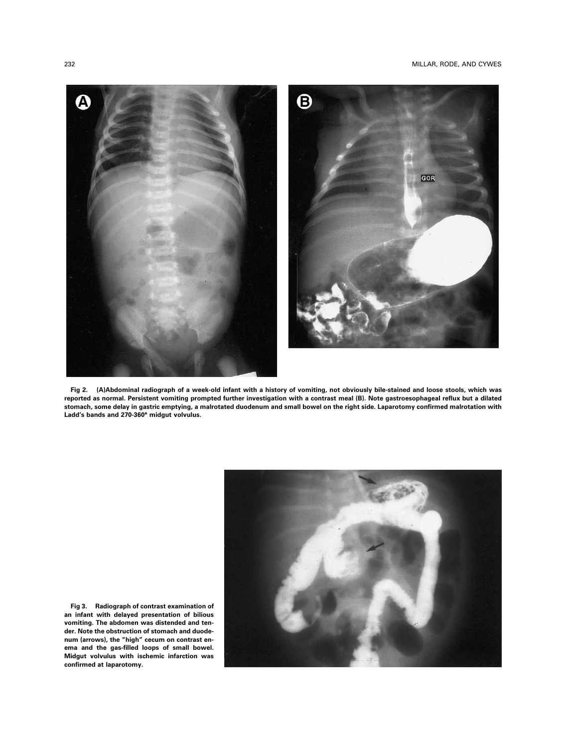Fig 2. (A)Abdominal radiograph of a week-old infant with a history of vomiting, not obviously bile-stained and loose stools, which was reported as normal. Persistent vomiting prompted further investigation with a contrast meal (B). Note gastroesophageal reflux but a dilated stomach, some delay in gastric emptying, a malrotated duodenum and small bowel on the right side. Laparotomy confirmed malrotation with Ladd's bands and 270-360° midgut volvulus.

Fig 3. Radiograph of contrast examination of an infant with delayed presentation of bilious vomiting. The abdomen was distended and tender. Note the obstruction of stomach and duodenum (arrows), the "high" cecum on contrast enema and the gas-filled loops of small bowel. Midgut volvulus with ischemic infarction was confirmed at laparotomy.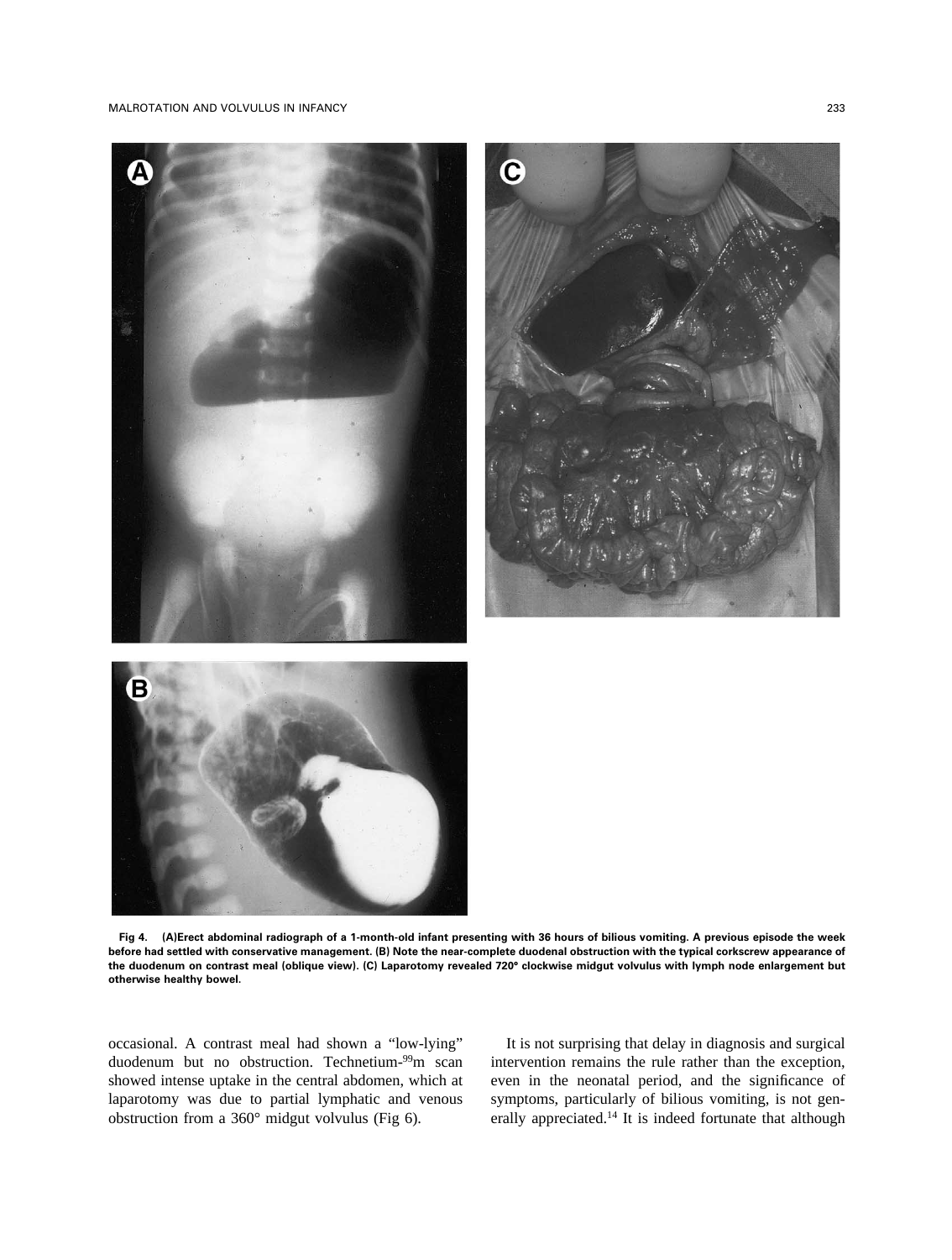**Fig 4. (A)Erect abdominal radiograph of a 1-month-old infant presenting with 36 hours of bilious vomiting. A previous episode the week before had settled with conservative management. (B) Note the near-complete duodenal obstruction with the typical corkscrew appearance of the duodenum on contrast meal (oblique view). (C) Laparotomy revealed 720° clockwise midgut volvulus with lymph node enlargement but otherwise healthy bowel.**

occasional. A contrast meal had shown a "low-lying" duodenum but no obstruction. Technetium-$^{99}$m scan showed intense uptake in the central abdomen, which at laparotomy was due to partial lymphatic and venous obstruction from a 360° midgut volvulus (Fig 6).

It is not surprising that delay in diagnosis and surgical intervention remains the rule rather than the exception, even in the neonatal period, and the significance of symptoms, particularly of bilious vomiting, is not generally appreciated.[14] It is indeed fortunate that although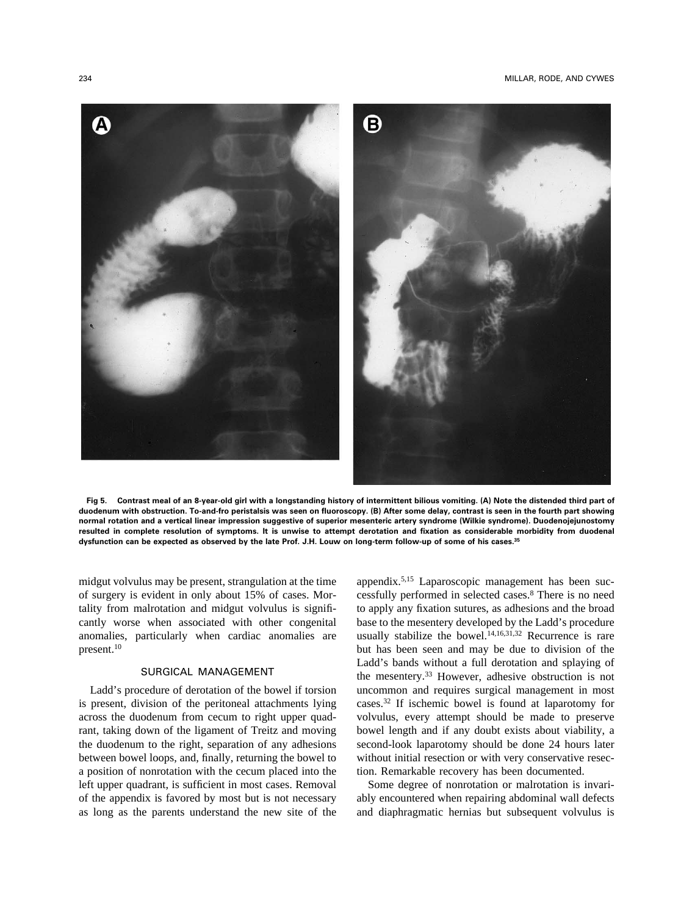Fig 5. Contrast meal of an 8-year-old girl with a longstanding history of intermittent bilious vomiting. (A) Note the distended third part of duodenum with obstruction. To-and-fro peristalsis was seen on fluoroscopy. (B) After some delay, contrast is seen in the fourth part showing normal rotation and a vertical linear impression suggestive of superior mesenteric artery syndrome (Wilkie syndrome). Duodenojejunostomy resulted in complete resolution of symptoms. It is unwise to attempt derotation and fixation as considerable morbidity from duodenal dysfunction can be expected as observed by the late Prof. J.H. Louw on long-term follow-up of some of his cases.[35]

midgut volvulus may be present, strangulation at the time of surgery is evident in only about 15% of cases. Mortality from malrotation and midgut volvulus is significantly worse when associated with other congenital anomalies, particularly when cardiac anomalies are present.[10]

## SURGICAL MANAGEMENT

Ladd's procedure of derotation of the bowel if torsion is present, division of the peritoneal attachments lying across the duodenum from cecum to right upper quadrant, taking down of the ligament of Treitz and moving the duodenum to the right, separation of any adhesions between bowel loops, and, finally, returning the bowel to a position of nonrotation with the cecum placed into the left upper quadrant, is sufficient in most cases. Removal of the appendix is favored by most but is not necessary as long as the parents understand the new site of the appendix.[5,15] Laparoscopic management has been successfully performed in selected cases.[8] There is no need to apply any fixation sutures, as adhesions and the broad base to the mesentery developed by the Ladd's procedure usually stabilize the bowel.[14,16,31,32] Recurrence is rare but has been seen and may be due to division of the Ladd's bands without a full derotation and splaying of the mesentery.[33] However, adhesive obstruction is not uncommon and requires surgical management in most cases.[32] If ischemic bowel is found at laparotomy for volvulus, every attempt should be made to preserve bowel length and if any doubt exists about viability, a second-look laparotomy should be done 24 hours later without initial resection or with very conservative resection. Remarkable recovery has been documented.

Some degree of nonrotation or malrotation is invariably encountered when repairing abdominal wall defects and diaphragmatic hernias but subsequent volvulus is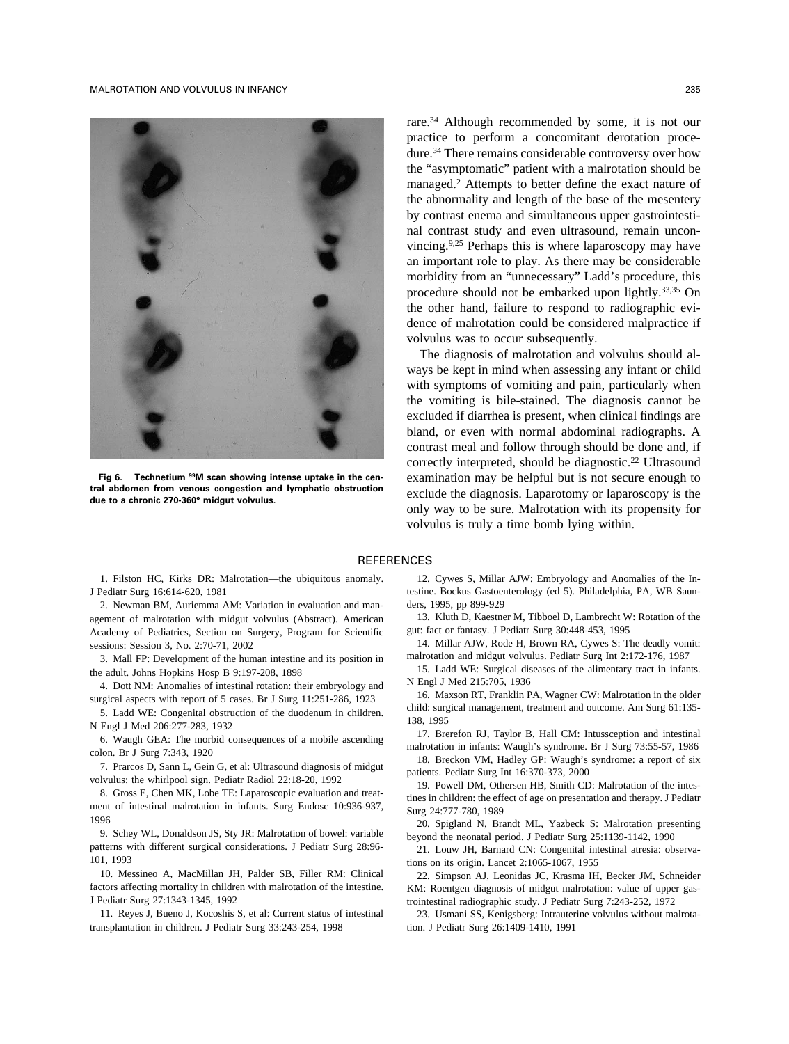Fig 6. Technetium 99M scan showing intense uptake in the central abdomen from venous congestion and lymphatic obstruction due to a chronic 270-360° midgut volvulus.

rare.[34] Although recommended by some, it is not our practice to perform a concomitant derotation procedure.[34] There remains considerable controversy over how the "asymptomatic" patient with a malrotation should be managed.[2] Attempts to better define the exact nature of the abnormality and length of the base of the mesentery by contrast enema and simultaneous upper gastrointestinal contrast study and even ultrasound, remain unconvincing.[9,25] Perhaps this is where laparoscopy may have an important role to play. As there may be considerable morbidity from an "unnecessary" Ladd's procedure, this procedure should not be embarked upon lightly.[33,35] On the other hand, failure to respond to radiographic evidence of malrotation could be considered malpractice if volvulus was to occur subsequently.

The diagnosis of malrotation and volvulus should always be kept in mind when assessing any infant or child with symptoms of vomiting and pain, particularly when the vomiting is bile-stained. The diagnosis cannot be excluded if diarrhea is present, when clinical findings are bland, or even with normal abdominal radiographs. A contrast meal and follow through should be done and, if correctly interpreted, should be diagnostic.[22] Ultrasound examination may be helpful but is not secure enough to exclude the diagnosis. Laparotomy or laparoscopy is the only way to be sure. Malrotation with its propensity for volvulus is truly a time bomb lying within.

## REFERENCES

1. Filston HC, Kirks DR: Malrotation—the ubiquitous anomaly. J Pediatr Surg 16:614-620, 1981
2. Newman BM, Auriemma AM: Variation in evaluation and management of malrotation with midgut volvulus (Abstract). American Academy of Pediatrics, Section on Surgery, Program for Scientific sessions: Session 3, No. 2:70-71, 2002
3. Mall FP: Development of the human intestine and its position in the adult. Johns Hopkins Hosp B 9:197-208, 1898
4. Dott NM: Anomalies of intestinal rotation: their embryology and surgical aspects with report of 5 cases. Br J Surg 11:251-286, 1923
5. Ladd WE: Congenital obstruction of the duodenum in children. N Engl J Med 206:277-283, 1932
6. Waugh GEA: The morbid consequences of a mobile ascending colon. Br J Surg 7:343, 1920
7. Prarcos D, Sann L, Gein G, et al: Ultrasound diagnosis of midgut volvulus: the whirlpool sign. Pediatr Radiol 22:18-20, 1992
8. Gross E, Chen MK, Lobe TE: Laparoscopic evaluation and treatment of intestinal malrotation in infants. Surg Endosc 10:936-937, 1996
9. Schey WL, Donaldson JS, Sty JR: Malrotation of bowel: variable patterns with different surgical considerations. J Pediatr Surg 28:96-101, 1993
10. Messineo A, MacMillan JH, Palder SB, Filler RM: Clinical factors affecting mortality in children with malrotation of the intestine. J Pediatr Surg 27:1343-1345, 1992
11. Reyes J, Bueno J, Kocoshis S, et al: Current status of intestinal transplantation in children. J Pediatr Surg 33:243-254, 1998
12. Cywes S, Millar AJW: Embryology and Anomalies of the Intestine. Bockus Gastoenterology (ed 5). Philadelphia, PA, WB Saunders, 1995, pp 899-929
13. Kluth D, Kaestner M, Tibboel D, Lambrecht W: Rotation of the gut: fact or fantasy. J Pediatr Surg 30:448-453, 1995
14. Millar AJW, Rode H, Brown RA, Cywes S: The deadly vomit: malrotation and midgut volvulus. Pediatr Surg Int 2:172-176, 1987
15. Ladd WE: Surgical diseases of the alimentary tract in infants. N Engl J Med 215:705, 1936
16. Maxson RT, Franklin PA, Wagner CW: Malrotation in the older child: surgical management, treatment and outcome. Am Surg 61:135-138, 1995
17. Brerefon RJ, Taylor B, Hall CM: Intussception and intestinal malrotation in infants: Waugh's syndrome. Br J Surg 73:55-57, 1986
18. Breckon VM, Hadley GP: Waugh's syndrome: a report of six patients. Pediatr Surg Int 16:370-373, 2000
19. Powell DM, Othersen HB, Smith CD: Malrotation of the intestines in children: the effect of age on presentation and therapy. J Pediatr Surg 24:777-780, 1989
20. Spigland N, Brandt ML, Yazbeck S: Malrotation presenting beyond the neonatal period. J Pediatr Surg 25:1139-1142, 1990
21. Louw JH, Barnard CN: Congenital intestinal atresia: observations on its origin. Lancet 2:1065-1067, 1955
22. Simpson AJ, Leonidas JC, Krasma IH, Becker JM, Schneider KM: Roentgen diagnosis of midgut malrotation: value of upper gastrointestinal radiographic study. J Pediatr Surg 7:243-252, 1972
23. Usmani SS, Kenigsberg: Intrauterine volvulus without malrotation. J Pediatr Surg 26:1409-1410, 1991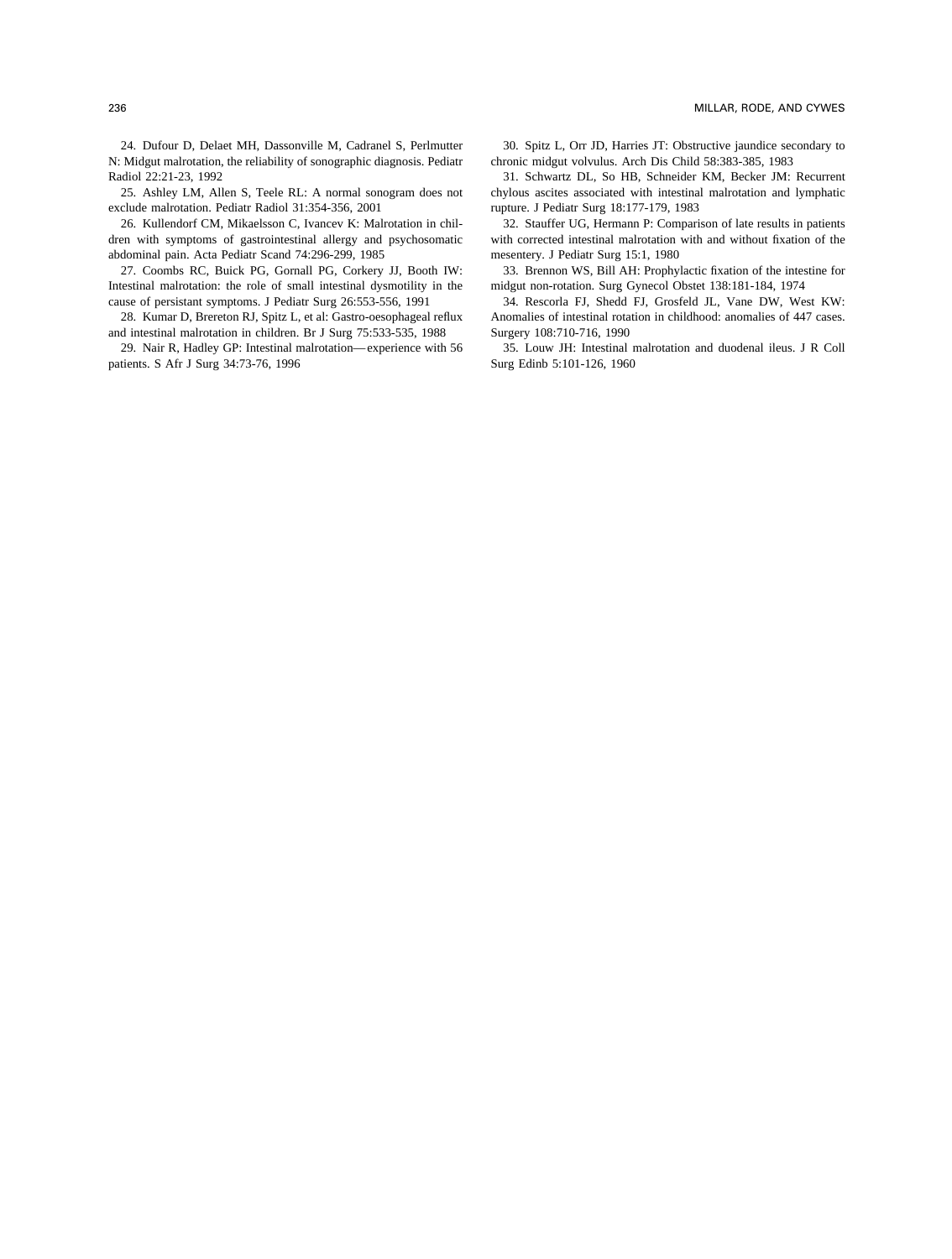24. Dufour D, Delaet MH, Dassonville M, Cadranel S, Perlmutter N: Midgut malrotation, the reliability of sonographic diagnosis. Pediatr Radiol 22:21-23, 1992

25. Ashley LM, Allen S, Teele RL: A normal sonogram does not exclude malrotation. Pediatr Radiol 31:354-356, 2001

26. Kullendorf CM, Mikaelsson C, Ivancev K: Malrotation in children with symptoms of gastrointestinal allergy and psychosomatic abdominal pain. Acta Pediatr Scand 74:296-299, 1985

27. Coombs RC, Buick PG, Gornall PG, Corkery JJ, Booth IW: Intestinal malrotation: the role of small intestinal dysmotility in the cause of persistant symptoms. J Pediatr Surg 26:553-556, 1991

28. Kumar D, Brereton RJ, Spitz L, et al: Gastro-oesophageal reflux and intestinal malrotation in children. Br J Surg 75:533-535, 1988

29. Nair R, Hadley GP: Intestinal malrotation—experience with 56 patients. S Afr J Surg 34:73-76, 1996

30. Spitz L, Orr JD, Harries JT: Obstructive jaundice secondary to chronic midgut volvulus. Arch Dis Child 58:383-385, 1983

31. Schwartz DL, So HB, Schneider KM, Becker JM: Recurrent chylous ascites associated with intestinal malrotation and lymphatic rupture. J Pediatr Surg 18:177-179, 1983

32. Stauffer UG, Hermann P: Comparison of late results in patients with corrected intestinal malrotation with and without fixation of the mesentery. J Pediatr Surg 15:1, 1980

33. Brennon WS, Bill AH: Prophylactic fixation of the intestine for midgut non-rotation. Surg Gynecol Obstet 138:181-184, 1974

34. Rescorla FJ, Shedd FJ, Grosfeld JL, Vane DW, West KW: Anomalies of intestinal rotation in childhood: anomalies of 447 cases. Surgery 108:710-716, 1990

35. Louw JH: Intestinal malrotation and duodenal ileus. J R Coll Surg Edinb 5:101-126, 1960